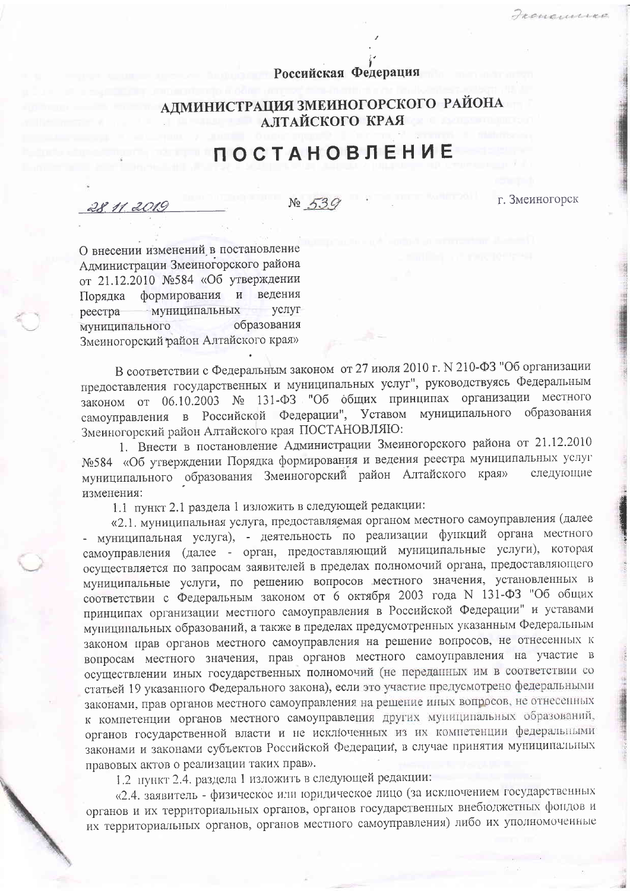Российская Федерация

# АДМИНИСТРАЦИЯ ЗМЕИНОГОРСКОГО РАЙОНА АЛТАЙСКОГО КРАЯ

# ПОСТАНОВЛЕНИЕ

28.11.2019 № 539 г. Змеиногорск

О внесении изменений в постановление Администрации Змеиногорского района от 21.12.2010 №584 «Об утверждении Порядка формирования и ведения реестра муниципальных услуг муниципального образования Змеиногорский район Алтайского края»

В соответствии с Федеральным законом от 27 июля 2010 г. N 210-ФЗ "Об организации предоставления государственных и муниципальных услуг", руководствуясь Федеральным законом от 06.10.2003 № 131-ФЗ "Об общих принципах организации местного самоуправления в Российской Федерации", Уставом муниципального образования Змеиногорский район Алтайского края ПОСТАНОВЛЯЮ:

1. Внести в постановление Администрации Змеиногорского района от 21.12.2010 №584 «Об утверждении Порядка формирования и ведения реестра муниципальных услуг муниципального образования Змеиногорский район Алтайского края» следующие изменения:

1.1 пункт 2.1 раздела 1 изложить в следующей редакции:

«2.1. муниципальная услуга, предоставляемая органом местного самоуправления (далее - муниципальная услуга), - деятельность по реализации функций органа местного самоуправления (далее - орган, предоставляющий муниципальные услуги), которая осуществляется по запросам заявителей в пределах полномочий органа, предоставляющего муниципальные услуги, по решению вопросов местного значения, установленных в соответствии с Федеральным законом от 6 октября 2003 года N 131-ФЗ "Об общих принципах организации местного самоуправления в Российской Федерации" и уставами муниципальных образований, а также в пределах предусмотренных указанным Федеральным законом прав органов местного самоуправления на решение вопросов, не отнесенных к вопросам местного значения, прав органов местного самоуправления на участие в осуществлении иных государственных полномочий (не переданных им в соответствии со статьей 19 указанного Федерального закона), если это участие предусмотрено федеральными законами, прав органов местного самоуправления на решение иных вопросов, не отнесенных к компетенции органов местного самоуправления других муниципальных образований, органов государственной власти и не исключенных из их компетенции федеральными законами и законами субъектов Российской Федерации, в случае принятия муниципальных правовых актов о реализации таких прав».

1.2 пункт 2.4. раздела 1 изложить в следующей редакции:

«2.4. заявитель - физическое или юридическое лицо (за исключением государственных органов и их территориальных органов, органов государственных внебюджетных фондов и их территориальных органов, органов местного самоуправления) либо их уполномоченные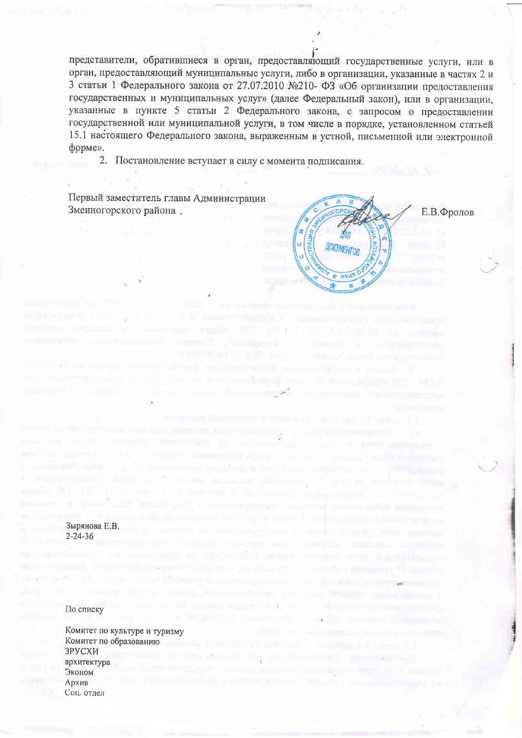представители, обратившиеся в орган, предоставляющий государственные услуги, или в орган, предоставляющий муниципальные услуги, либо в организации, указанные в частях 2 и 3 статьи 1 Федерального закона от 27.07.2010 №210- ФЗ «Об организации предоставления государственных и муниципальных услуг» (далее Федеральный закон), или в организации, указанные в пункте 5 статьи 2 Федерального закона, с запросом о предоставлении государственной или муниципальной услуги, в том числе в порядке, установленном статьей 15.1 настоящего Федерального закона, выраженным в устной, письменной или электронной форме».

2. Постановление вступает в силу с момента подписания.

Первый заместитель главы Администрации
Змеиногорского района — Е.В.Фролов

Зырянова Е.В.
2-24-36

По списку

Комитет по культуре и туризму
Комитет по образованию
ЗРУСХИ
архитектура
Эконом
Архив
Соц. отдел